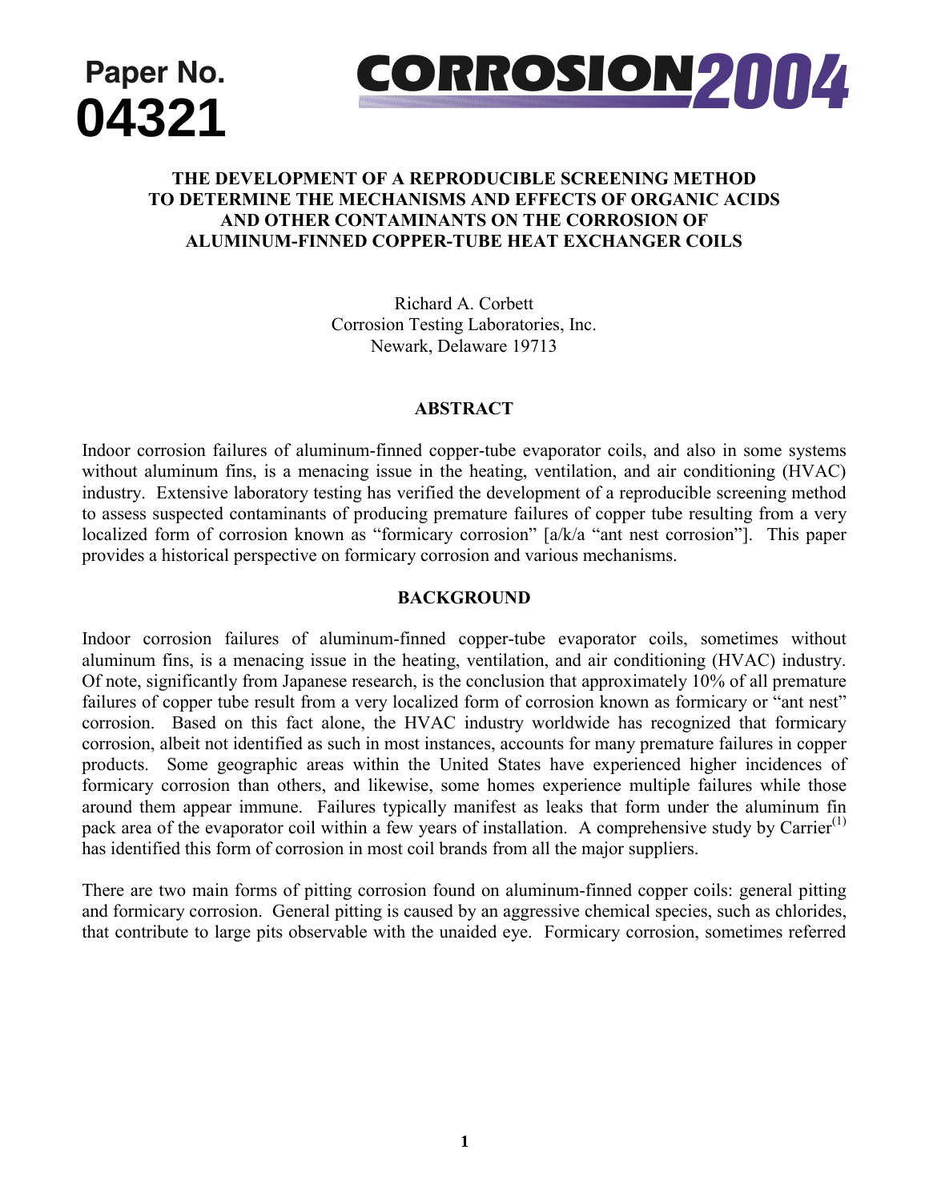Paper No.
**04321**

**CORROSION2004**

# THE DEVELOPMENT OF A REPRODUCIBLE SCREENING METHOD TO DETERMINE THE MECHANISMS AND EFFECTS OF ORGANIC ACIDS AND OTHER CONTAMINANTS ON THE CORROSION OF ALUMINUM-FINNED COPPER-TUBE HEAT EXCHANGER COILS

Richard A. Corbett
Corrosion Testing Laboratories, Inc.
Newark, Delaware 19713

## ABSTRACT

Indoor corrosion failures of aluminum-finned copper-tube evaporator coils, and also in some systems without aluminum fins, is a menacing issue in the heating, ventilation, and air conditioning (HVAC) industry. Extensive laboratory testing has verified the development of a reproducible screening method to assess suspected contaminants of producing premature failures of copper tube resulting from a very localized form of corrosion known as "formicary corrosion" [a/k/a "ant nest corrosion"]. This paper provides a historical perspective on formicary corrosion and various mechanisms.

## BACKGROUND

Indoor corrosion failures of aluminum-finned copper-tube evaporator coils, sometimes without aluminum fins, is a menacing issue in the heating, ventilation, and air conditioning (HVAC) industry. Of note, significantly from Japanese research, is the conclusion that approximately 10% of all premature failures of copper tube result from a very localized form of corrosion known as formicary or "ant nest" corrosion. Based on this fact alone, the HVAC industry worldwide has recognized that formicary corrosion, albeit not identified as such in most instances, accounts for many premature failures in copper products. Some geographic areas within the United States have experienced higher incidences of formicary corrosion than others, and likewise, some homes experience multiple failures while those around them appear immune. Failures typically manifest as leaks that form under the aluminum fin pack area of the evaporator coil within a few years of installation. A comprehensive study by Carrier(1) has identified this form of corrosion in most coil brands from all the major suppliers.

There are two main forms of pitting corrosion found on aluminum-finned copper coils: general pitting and formicary corrosion. General pitting is caused by an aggressive chemical species, such as chlorides, that contribute to large pits observable with the unaided eye. Formicary corrosion, sometimes referred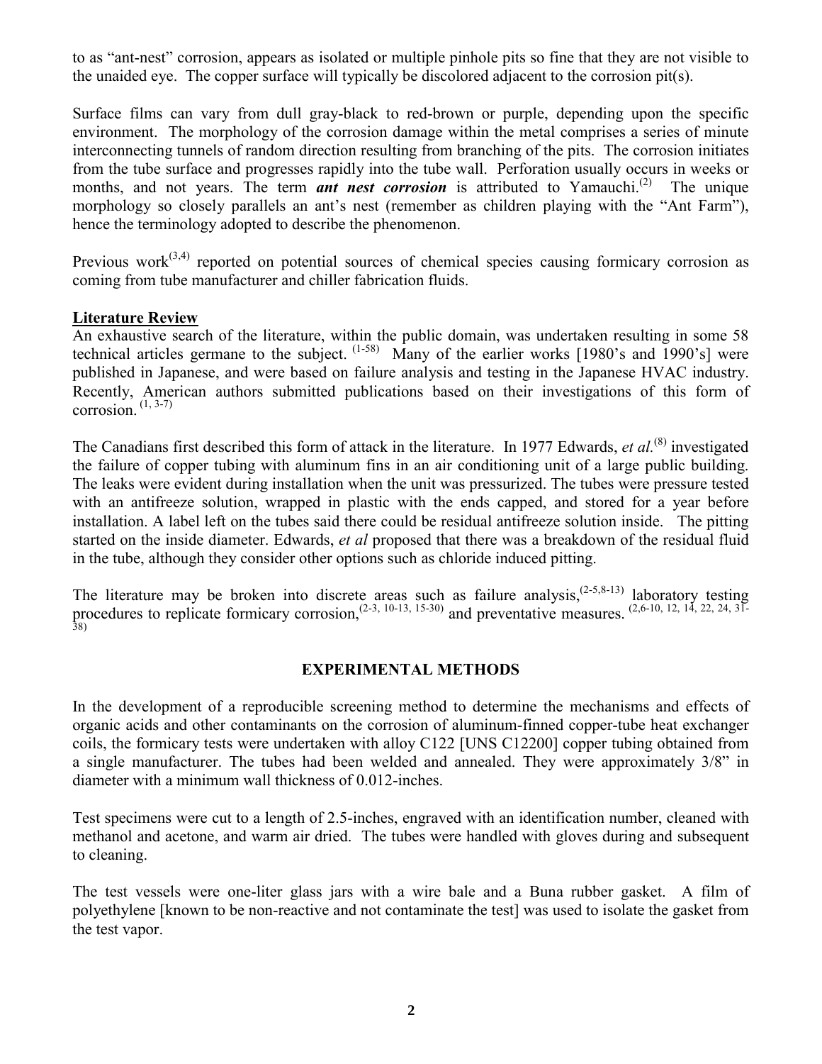to as "ant-nest" corrosion, appears as isolated or multiple pinhole pits so fine that they are not visible to the unaided eye. The copper surface will typically be discolored adjacent to the corrosion pit(s).

Surface films can vary from dull gray-black to red-brown or purple, depending upon the specific environment. The morphology of the corrosion damage within the metal comprises a series of minute interconnecting tunnels of random direction resulting from branching of the pits. The corrosion initiates from the tube surface and progresses rapidly into the tube wall. Perforation usually occurs in weeks or months, and not years. The term ***ant nest corrosion*** is attributed to Yamauchi.(2) The unique morphology so closely parallels an ant's nest (remember as children playing with the "Ant Farm"), hence the terminology adopted to describe the phenomenon.

Previous work(3,4) reported on potential sources of chemical species causing formicary corrosion as coming from tube manufacturer and chiller fabrication fluids.

**Literature Review**

An exhaustive search of the literature, within the public domain, was undertaken resulting in some 58 technical articles germane to the subject. (1-58) Many of the earlier works [1980's and 1990's] were published in Japanese, and were based on failure analysis and testing in the Japanese HVAC industry. Recently, American authors submitted publications based on their investigations of this form of corrosion. (1, 3-7)

The Canadians first described this form of attack in the literature. In 1977 Edwards, *et al.*(8) investigated the failure of copper tubing with aluminum fins in an air conditioning unit of a large public building. The leaks were evident during installation when the unit was pressurized. The tubes were pressure tested with an antifreeze solution, wrapped in plastic with the ends capped, and stored for a year before installation. A label left on the tubes said there could be residual antifreeze solution inside. The pitting started on the inside diameter. Edwards, *et al* proposed that there was a breakdown of the residual fluid in the tube, although they consider other options such as chloride induced pitting.

The literature may be broken into discrete areas such as failure analysis,(2-5,8-13) laboratory testing procedures to replicate formicary corrosion,(2-3, 10-13, 15-30) and preventative measures. (2,6-10, 12, 14, 22, 24, 31-38)

## EXPERIMENTAL METHODS

In the development of a reproducible screening method to determine the mechanisms and effects of organic acids and other contaminants on the corrosion of aluminum-finned copper-tube heat exchanger coils, the formicary tests were undertaken with alloy C122 [UNS C12200] copper tubing obtained from a single manufacturer. The tubes had been welded and annealed. They were approximately 3/8" in diameter with a minimum wall thickness of 0.012-inches.

Test specimens were cut to a length of 2.5-inches, engraved with an identification number, cleaned with methanol and acetone, and warm air dried. The tubes were handled with gloves during and subsequent to cleaning.

The test vessels were one-liter glass jars with a wire bale and a Buna rubber gasket. A film of polyethylene [known to be non-reactive and not contaminate the test] was used to isolate the gasket from the test vapor.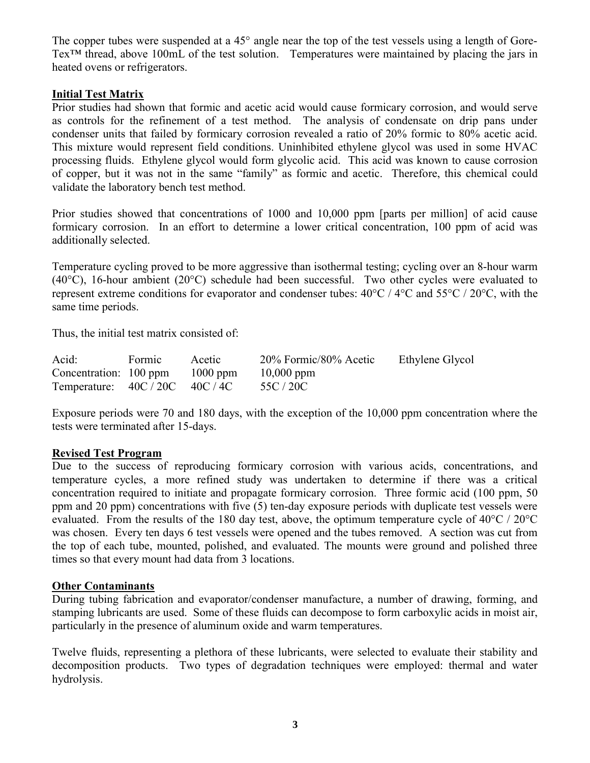The copper tubes were suspended at a 45° angle near the top of the test vessels using a length of Gore-Tex™ thread, above 100mL of the test solution. Temperatures were maintained by placing the jars in heated ovens or refrigerators.

**Initial Test Matrix**

Prior studies had shown that formic and acetic acid would cause formicary corrosion, and would serve as controls for the refinement of a test method. The analysis of condensate on drip pans under condenser units that failed by formicary corrosion revealed a ratio of 20% formic to 80% acetic acid. This mixture would represent field conditions. Uninhibited ethylene glycol was used in some HVAC processing fluids. Ethylene glycol would form glycolic acid. This acid was known to cause corrosion of copper, but it was not in the same "family" as formic and acetic. Therefore, this chemical could validate the laboratory bench test method.

Prior studies showed that concentrations of 1000 and 10,000 ppm [parts per million] of acid cause formicary corrosion. In an effort to determine a lower critical concentration, 100 ppm of acid was additionally selected.

Temperature cycling proved to be more aggressive than isothermal testing; cycling over an 8-hour warm (40°C), 16-hour ambient (20°C) schedule had been successful. Two other cycles were evaluated to represent extreme conditions for evaporator and condenser tubes: 40°C / 4°C and 55°C / 20°C, with the same time periods.

Thus, the initial test matrix consisted of:

| | | | | |
|---|---|---|---|---|
| Acid: | Formic | Acetic | 20% Formic/80% Acetic | Ethylene Glycol |
| Concentration: | 100 ppm | 1000 ppm | 10,000 ppm | |
| Temperature: | 40C / 20C | 40C / 4C | 55C / 20C | |

Exposure periods were 70 and 180 days, with the exception of the 10,000 ppm concentration where the tests were terminated after 15-days.

**Revised Test Program**

Due to the success of reproducing formicary corrosion with various acids, concentrations, and temperature cycles, a more refined study was undertaken to determine if there was a critical concentration required to initiate and propagate formicary corrosion. Three formic acid (100 ppm, 50 ppm and 20 ppm) concentrations with five (5) ten-day exposure periods with duplicate test vessels were evaluated. From the results of the 180 day test, above, the optimum temperature cycle of 40°C / 20°C was chosen. Every ten days 6 test vessels were opened and the tubes removed. A section was cut from the top of each tube, mounted, polished, and evaluated. The mounts were ground and polished three times so that every mount had data from 3 locations.

**Other Contaminants**

During tubing fabrication and evaporator/condenser manufacture, a number of drawing, forming, and stamping lubricants are used. Some of these fluids can decompose to form carboxylic acids in moist air, particularly in the presence of aluminum oxide and warm temperatures.

Twelve fluids, representing a plethora of these lubricants, were selected to evaluate their stability and decomposition products. Two types of degradation techniques were employed: thermal and water hydrolysis.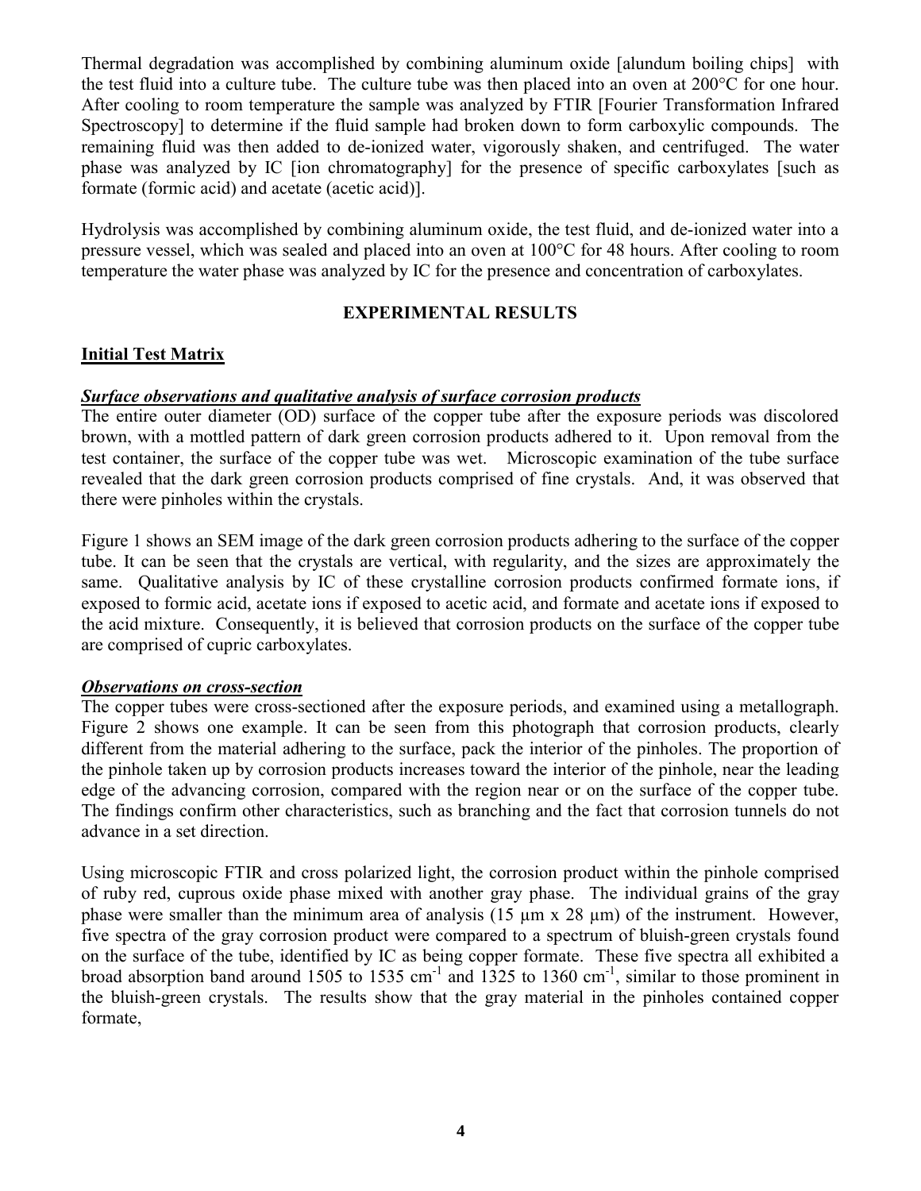Thermal degradation was accomplished by combining aluminum oxide [alundum boiling chips] with the test fluid into a culture tube. The culture tube was then placed into an oven at 200°C for one hour. After cooling to room temperature the sample was analyzed by FTIR [Fourier Transformation Infrared Spectroscopy] to determine if the fluid sample had broken down to form carboxylic compounds. The remaining fluid was then added to de-ionized water, vigorously shaken, and centrifuged. The water phase was analyzed by IC [ion chromatography] for the presence of specific carboxylates [such as formate (formic acid) and acetate (acetic acid)].

Hydrolysis was accomplished by combining aluminum oxide, the test fluid, and de-ionized water into a pressure vessel, which was sealed and placed into an oven at 100°C for 48 hours. After cooling to room temperature the water phase was analyzed by IC for the presence and concentration of carboxylates.

## EXPERIMENTAL RESULTS

### Initial Test Matrix

***Surface observations and qualitative analysis of surface corrosion products***

The entire outer diameter (OD) surface of the copper tube after the exposure periods was discolored brown, with a mottled pattern of dark green corrosion products adhered to it. Upon removal from the test container, the surface of the copper tube was wet. Microscopic examination of the tube surface revealed that the dark green corrosion products comprised of fine crystals. And, it was observed that there were pinholes within the crystals.

Figure 1 shows an SEM image of the dark green corrosion products adhering to the surface of the copper tube. It can be seen that the crystals are vertical, with regularity, and the sizes are approximately the same. Qualitative analysis by IC of these crystalline corrosion products confirmed formate ions, if exposed to formic acid, acetate ions if exposed to acetic acid, and formate and acetate ions if exposed to the acid mixture. Consequently, it is believed that corrosion products on the surface of the copper tube are comprised of cupric carboxylates.

***Observations on cross-section***

The copper tubes were cross-sectioned after the exposure periods, and examined using a metallograph. Figure 2 shows one example. It can be seen from this photograph that corrosion products, clearly different from the material adhering to the surface, pack the interior of the pinholes. The proportion of the pinhole taken up by corrosion products increases toward the interior of the pinhole, near the leading edge of the advancing corrosion, compared with the region near or on the surface of the copper tube. The findings confirm other characteristics, such as branching and the fact that corrosion tunnels do not advance in a set direction.

Using microscopic FTIR and cross polarized light, the corrosion product within the pinhole comprised of ruby red, cuprous oxide phase mixed with another gray phase. The individual grains of the gray phase were smaller than the minimum area of analysis (15 µm x 28 µm) of the instrument. However, five spectra of the gray corrosion product were compared to a spectrum of bluish-green crystals found on the surface of the tube, identified by IC as being copper formate. These five spectra all exhibited a broad absorption band around 1505 to 1535 $cm^{-1}$ and 1325 to 1360 $cm^{-1}$, similar to those prominent in the bluish-green crystals. The results show that the gray material in the pinholes contained copper formate,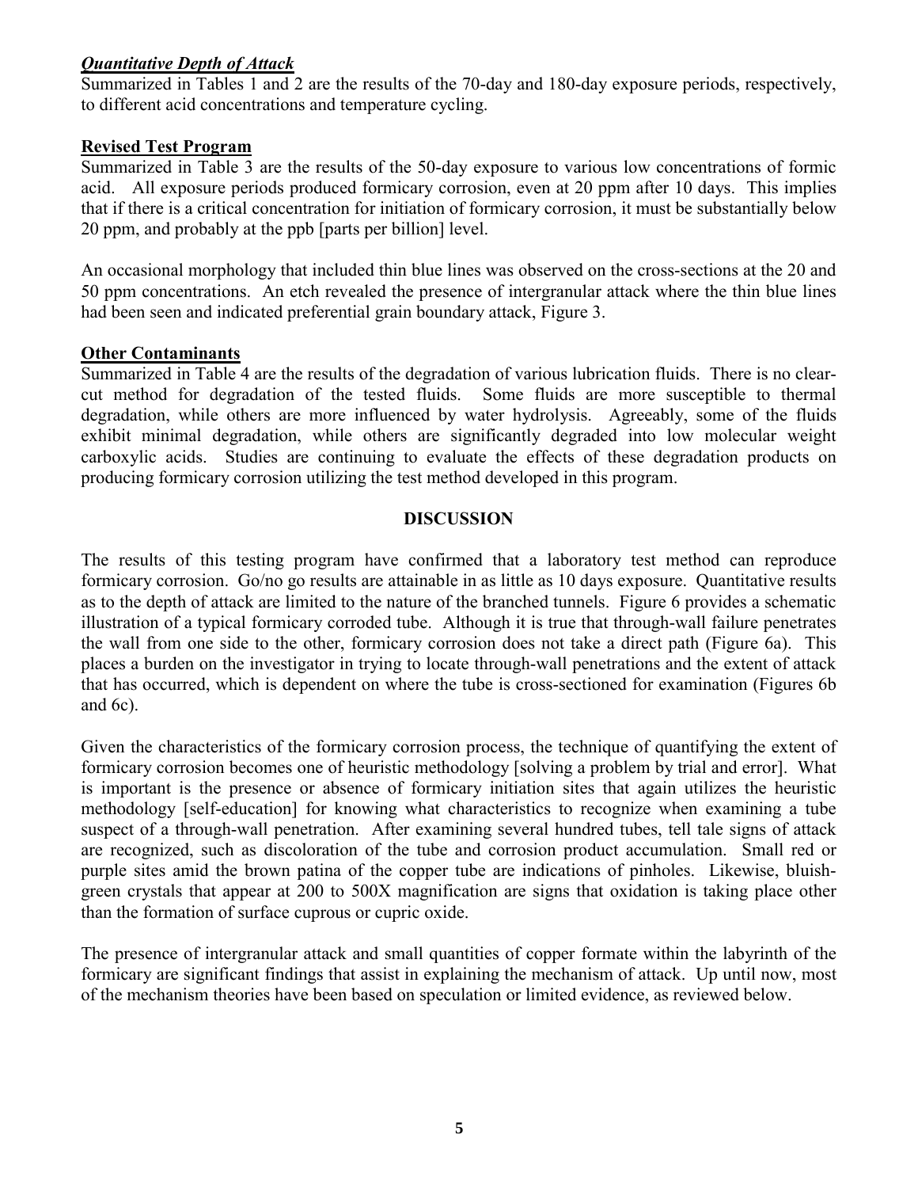### ***Quantitative Depth of Attack***

Summarized in Tables 1 and 2 are the results of the 70-day and 180-day exposure periods, respectively, to different acid concentrations and temperature cycling.

### **Revised Test Program**

Summarized in Table 3 are the results of the 50-day exposure to various low concentrations of formic acid. All exposure periods produced formicary corrosion, even at 20 ppm after 10 days. This implies that if there is a critical concentration for initiation of formicary corrosion, it must be substantially below 20 ppm, and probably at the ppb [parts per billion] level.

An occasional morphology that included thin blue lines was observed on the cross-sections at the 20 and 50 ppm concentrations. An etch revealed the presence of intergranular attack where the thin blue lines had been seen and indicated preferential grain boundary attack, Figure 3.

### **Other Contaminants**

Summarized in Table 4 are the results of the degradation of various lubrication fluids. There is no clear-cut method for degradation of the tested fluids. Some fluids are more susceptible to thermal degradation, while others are more influenced by water hydrolysis. Agreeably, some of the fluids exhibit minimal degradation, while others are significantly degraded into low molecular weight carboxylic acids. Studies are continuing to evaluate the effects of these degradation products on producing formicary corrosion utilizing the test method developed in this program.

## **DISCUSSION**

The results of this testing program have confirmed that a laboratory test method can reproduce formicary corrosion. Go/no go results are attainable in as little as 10 days exposure. Quantitative results as to the depth of attack are limited to the nature of the branched tunnels. Figure 6 provides a schematic illustration of a typical formicary corroded tube. Although it is true that through-wall failure penetrates the wall from one side to the other, formicary corrosion does not take a direct path (Figure 6a). This places a burden on the investigator in trying to locate through-wall penetrations and the extent of attack that has occurred, which is dependent on where the tube is cross-sectioned for examination (Figures 6b and 6c).

Given the characteristics of the formicary corrosion process, the technique of quantifying the extent of formicary corrosion becomes one of heuristic methodology [solving a problem by trial and error]. What is important is the presence or absence of formicary initiation sites that again utilizes the heuristic methodology [self-education] for knowing what characteristics to recognize when examining a tube suspect of a through-wall penetration. After examining several hundred tubes, tell tale signs of attack are recognized, such as discoloration of the tube and corrosion product accumulation. Small red or purple sites amid the brown patina of the copper tube are indications of pinholes. Likewise, bluish-green crystals that appear at 200 to 500X magnification are signs that oxidation is taking place other than the formation of surface cuprous or cupric oxide.

The presence of intergranular attack and small quantities of copper formate within the labyrinth of the formicary are significant findings that assist in explaining the mechanism of attack. Up until now, most of the mechanism theories have been based on speculation or limited evidence, as reviewed below.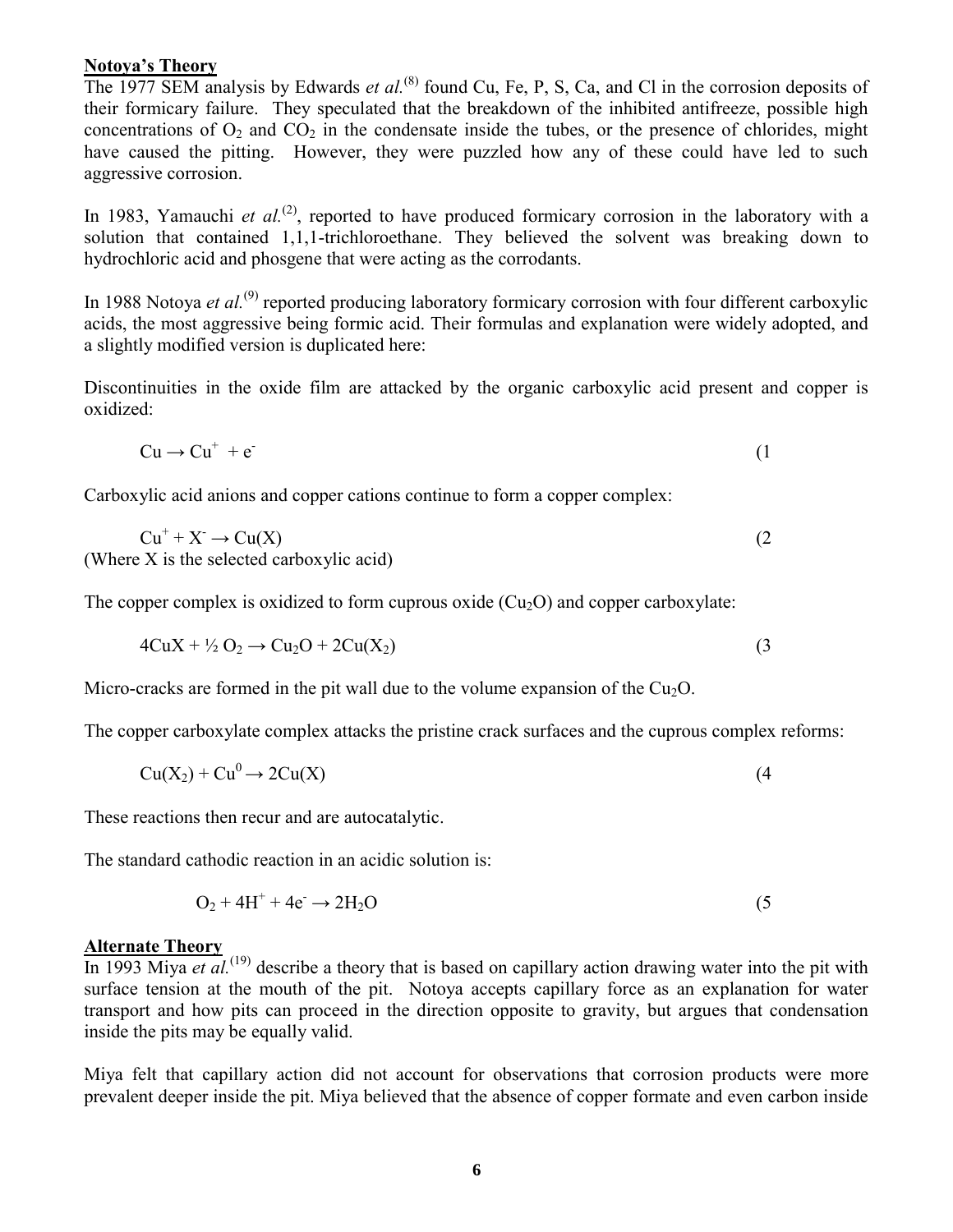**Notoya's Theory**

The 1977 SEM analysis by Edwards *et al.*[8] found Cu, Fe, P, S, Ca, and Cl in the corrosion deposits of their formicary failure. They speculated that the breakdown of the inhibited antifreeze, possible high concentrations of $O_2$ and $CO_2$ in the condensate inside the tubes, or the presence of chlorides, might have caused the pitting. However, they were puzzled how any of these could have led to such aggressive corrosion.

In 1983, Yamauchi *et al.*[2], reported to have produced formicary corrosion in the laboratory with a solution that contained 1,1,1-trichloroethane. They believed the solvent was breaking down to hydrochloric acid and phosgene that were acting as the corrodants.

In 1988 Notoya *et al.*[9] reported producing laboratory formicary corrosion with four different carboxylic acids, the most aggressive being formic acid. Their formulas and explanation were widely adopted, and a slightly modified version is duplicated here:

Discontinuities in the oxide film are attacked by the organic carboxylic acid present and copper is oxidized:

$$Cu \rightarrow Cu^{+} + e^{-} \qquad (1$$

Carboxylic acid anions and copper cations continue to form a copper complex:

$$Cu^{+} + X^{-} \rightarrow Cu(X) \qquad (2$$

(Where X is the selected carboxylic acid)

The copper complex is oxidized to form cuprous oxide ($Cu_2O$) and copper carboxylate:

$$4CuX + \tfrac{1}{2}\,O_2 \rightarrow Cu_2O + 2Cu(X_2) \qquad (3$$

Micro-cracks are formed in the pit wall due to the volume expansion of the $Cu_2O$.

The copper carboxylate complex attacks the pristine crack surfaces and the cuprous complex reforms:

$$Cu(X_2) + Cu^{0} \rightarrow 2Cu(X) \qquad (4$$

These reactions then recur and are autocatalytic.

The standard cathodic reaction in an acidic solution is:

$$O_2 + 4H^{+} + 4e^{-} \rightarrow 2H_2O \qquad (5$$

**Alternate Theory**

In 1993 Miya *et al.*[19] describe a theory that is based on capillary action drawing water into the pit with surface tension at the mouth of the pit. Notoya accepts capillary force as an explanation for water transport and how pits can proceed in the direction opposite to gravity, but argues that condensation inside the pits may be equally valid.

Miya felt that capillary action did not account for observations that corrosion products were more prevalent deeper inside the pit. Miya believed that the absence of copper formate and even carbon inside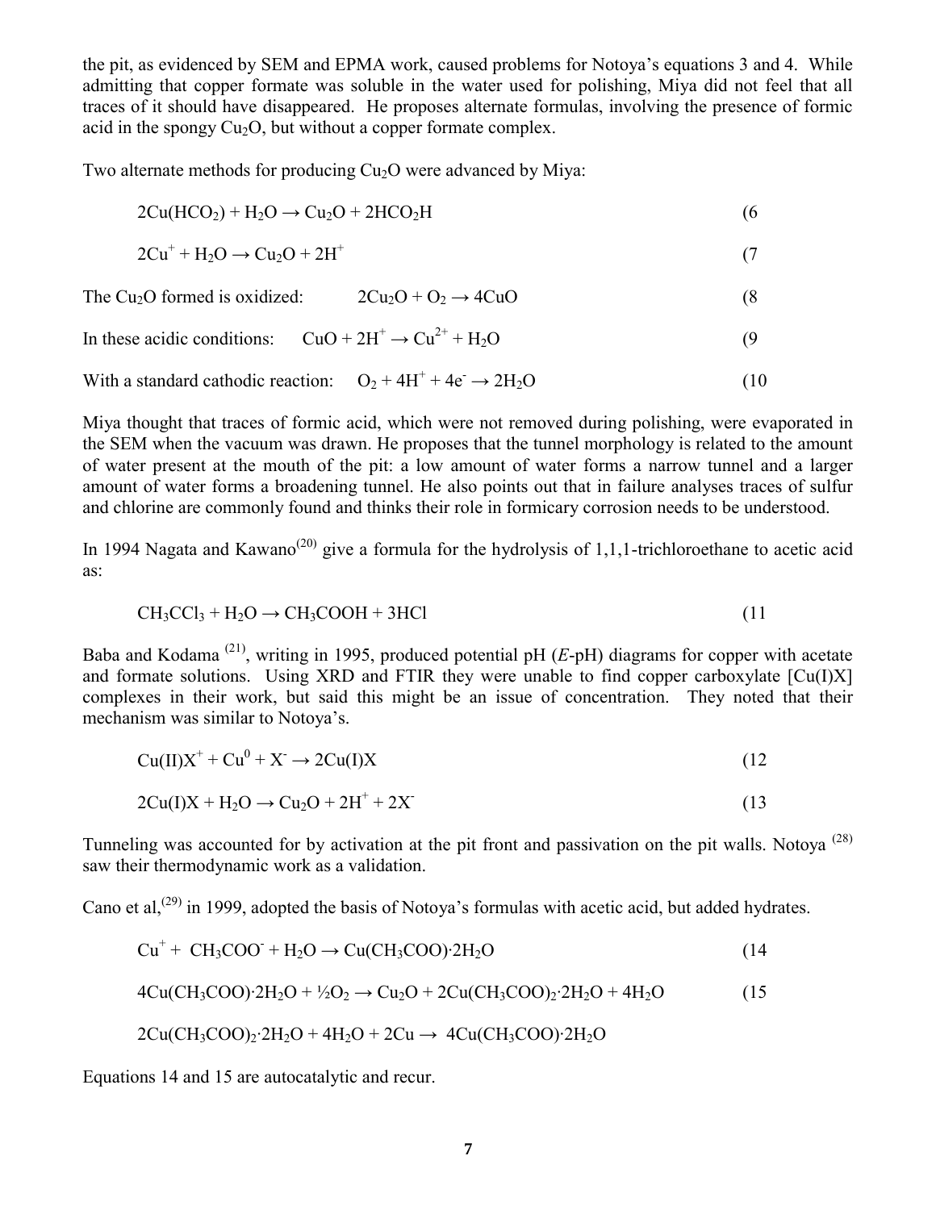the pit, as evidenced by SEM and EPMA work, caused problems for Notoya's equations 3 and 4. While admitting that copper formate was soluble in the water used for polishing, Miya did not feel that all traces of it should have disappeared. He proposes alternate formulas, involving the presence of formic acid in the spongy $Cu_2O$, but without a copper formate complex.

Two alternate methods for producing $Cu_2O$ were advanced by Miya:

$$2Cu(HCO_2) + H_2O \rightarrow Cu_2O + 2HCO_2H \quad (6$$

$$2Cu^+ + H_2O \rightarrow Cu_2O + 2H^+ \quad (7$$

The $Cu_2O$ formed is oxidized: $$2Cu_2O + O_2 \rightarrow 4CuO \quad (8$$

In these acidic conditions: $$CuO + 2H^+ \rightarrow Cu^{2+} + H_2O \quad (9$$

With a standard cathodic reaction: $$O_2 + 4H^+ + 4e^- \rightarrow 2H_2O \quad (10$$

Miya thought that traces of formic acid, which were not removed during polishing, were evaporated in the SEM when the vacuum was drawn. He proposes that the tunnel morphology is related to the amount of water present at the mouth of the pit: a low amount of water forms a narrow tunnel and a larger amount of water forms a broadening tunnel. He also points out that in failure analyses traces of sulfur and chlorine are commonly found and thinks their role in formicary corrosion needs to be understood.

In 1994 Nagata and Kawano[20] give a formula for the hydrolysis of 1,1,1-trichloroethane to acetic acid as:

$$CH_3CCl_3 + H_2O \rightarrow CH_3COOH + 3HCl \quad (11$$

Baba and Kodama [21], writing in 1995, produced potential pH ($E$-pH) diagrams for copper with acetate and formate solutions. Using XRD and FTIR they were unable to find copper carboxylate [Cu(I)X] complexes in their work, but said this might be an issue of concentration. They noted that their mechanism was similar to Notoya's.

$$Cu(II)X^+ + Cu^0 + X^- \rightarrow 2Cu(I)X \quad (12$$

$$2Cu(I)X + H_2O \rightarrow Cu_2O + 2H^+ + 2X^- \quad (13$$

Tunneling was accounted for by activation at the pit front and passivation on the pit walls. Notoya [28] saw their thermodynamic work as a validation.

Cano et al,[29] in 1999, adopted the basis of Notoya's formulas with acetic acid, but added hydrates.

$$Cu^+ + CH_3COO^- + H_2O \rightarrow Cu(CH_3COO)\cdot 2H_2O \quad (14$$

$$4Cu(CH_3COO)\cdot 2H_2O + \tfrac{1}{2}O_2 \rightarrow Cu_2O + 2Cu(CH_3COO)_2\cdot 2H_2O + 4H_2O \quad (15$$

$$2Cu(CH_3COO)_2\cdot 2H_2O + 4H_2O + 2Cu \rightarrow 4Cu(CH_3COO)\cdot 2H_2O$$

Equations 14 and 15 are autocatalytic and recur.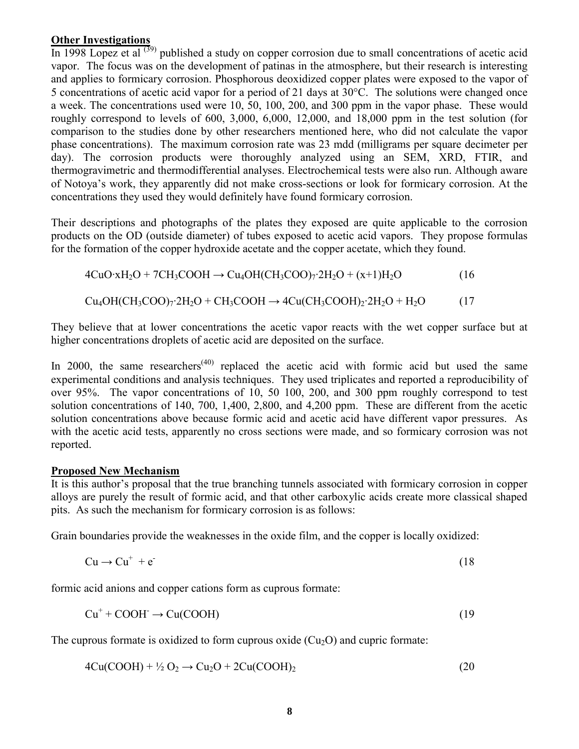## Other Investigations

In 1998 Lopez et al [39] published a study on copper corrosion due to small concentrations of acetic acid vapor. The focus was on the development of patinas in the atmosphere, but their research is interesting and applies to formicary corrosion. Phosphorous deoxidized copper plates were exposed to the vapor of 5 concentrations of acetic acid vapor for a period of 21 days at 30°C. The solutions were changed once a week. The concentrations used were 10, 50, 100, 200, and 300 ppm in the vapor phase. These would roughly correspond to levels of 600, 3,000, 6,000, 12,000, and 18,000 ppm in the test solution (for comparison to the studies done by other researchers mentioned here, who did not calculate the vapor phase concentrations). The maximum corrosion rate was 23 mdd (milligrams per square decimeter per day). The corrosion products were thoroughly analyzed using an SEM, XRD, FTIR, and thermogravimetric and thermodifferential analyses. Electrochemical tests were also run. Although aware of Notoya's work, they apparently did not make cross-sections or look for formicary corrosion. At the concentrations they used they would definitely have found formicary corrosion.

Their descriptions and photographs of the plates they exposed are quite applicable to the corrosion products on the OD (outside diameter) of tubes exposed to acetic acid vapors. They propose formulas for the formation of the copper hydroxide acetate and the copper acetate, which they found.

$$4CuO{\cdot}xH_2O + 7CH_3COOH \rightarrow Cu_4OH(CH_3COO)_7{\cdot}2H_2O + (x+1)H_2O \quad (16$$

$$Cu_4OH(CH_3COO)_7{\cdot}2H_2O + CH_3COOH \rightarrow 4Cu(CH_3COOH)_2{\cdot}2H_2O + H_2O \quad (17$$

They believe that at lower concentrations the acetic vapor reacts with the wet copper surface but at higher concentrations droplets of acetic acid are deposited on the surface.

In 2000, the same researchers[40] replaced the acetic acid with formic acid but used the same experimental conditions and analysis techniques. They used triplicates and reported a reproducibility of over 95%. The vapor concentrations of 10, 50 100, 200, and 300 ppm roughly correspond to test solution concentrations of 140, 700, 1,400, 2,800, and 4,200 ppm. These are different from the acetic solution concentrations above because formic acid and acetic acid have different vapor pressures. As with the acetic acid tests, apparently no cross sections were made, and so formicary corrosion was not reported.

## Proposed New Mechanism

It is this author's proposal that the true branching tunnels associated with formicary corrosion in copper alloys are purely the result of formic acid, and that other carboxylic acids create more classical shaped pits. As such the mechanism for formicary corrosion is as follows:

Grain boundaries provide the weaknesses in the oxide film, and the copper is locally oxidized:

$$Cu \rightarrow Cu^{+} + e^{-} \quad (18$$

formic acid anions and copper cations form as cuprous formate:

$$Cu^{+} + COOH^{-} \rightarrow Cu(COOH) \quad (19$$

The cuprous formate is oxidized to form cuprous oxide ($Cu_2O$) and cupric formate:

$$4Cu(COOH) + \tfrac{1}{2}\,O_2 \rightarrow Cu_2O + 2Cu(COOH)_2 \quad (20$$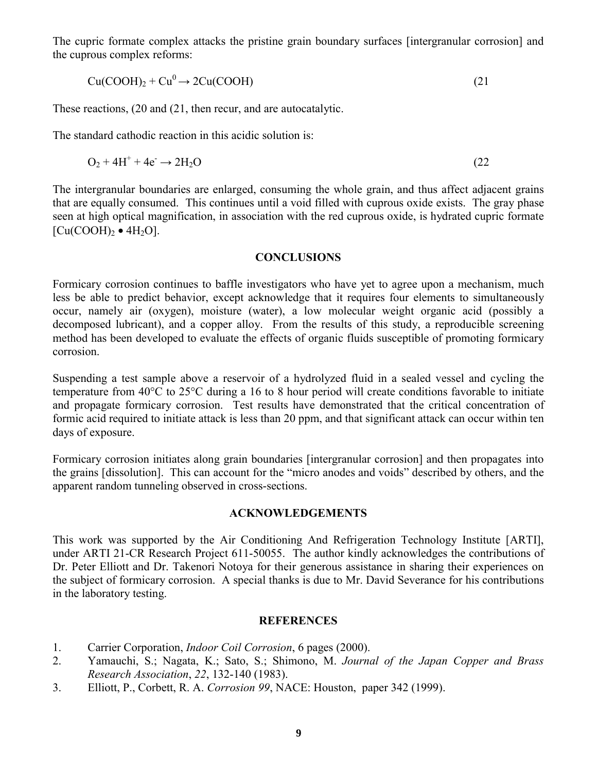The cupric formate complex attacks the pristine grain boundary surfaces [intergranular corrosion] and the cuprous complex reforms:

$$Cu(COOH)_2 + Cu^0 \rightarrow 2Cu(COOH) \quad (21$$

These reactions, (20 and (21, then recur, and are autocatalytic.

The standard cathodic reaction in this acidic solution is:

$$O_2 + 4H^+ + 4e^- \rightarrow 2H_2O \quad (22$$

The intergranular boundaries are enlarged, consuming the whole grain, and thus affect adjacent grains that are equally consumed. This continues until a void filled with cuprous oxide exists. The gray phase seen at high optical magnification, in association with the red cuprous oxide, is hydrated cupric formate [$Cu(COOH)_2 \bullet 4H_2O$].

## CONCLUSIONS

Formicary corrosion continues to baffle investigators who have yet to agree upon a mechanism, much less be able to predict behavior, except acknowledge that it requires four elements to simultaneously occur, namely air (oxygen), moisture (water), a low molecular weight organic acid (possibly a decomposed lubricant), and a copper alloy. From the results of this study, a reproducible screening method has been developed to evaluate the effects of organic fluids susceptible of promoting formicary corrosion.

Suspending a test sample above a reservoir of a hydrolyzed fluid in a sealed vessel and cycling the temperature from 40°C to 25°C during a 16 to 8 hour period will create conditions favorable to initiate and propagate formicary corrosion. Test results have demonstrated that the critical concentration of formic acid required to initiate attack is less than 20 ppm, and that significant attack can occur within ten days of exposure.

Formicary corrosion initiates along grain boundaries [intergranular corrosion] and then propagates into the grains [dissolution]. This can account for the "micro anodes and voids" described by others, and the apparent random tunneling observed in cross-sections.

## ACKNOWLEDGEMENTS

This work was supported by the Air Conditioning And Refrigeration Technology Institute [ARTI], under ARTI 21-CR Research Project 611-50055. The author kindly acknowledges the contributions of Dr. Peter Elliott and Dr. Takenori Notoya for their generous assistance in sharing their experiences on the subject of formicary corrosion. A special thanks is due to Mr. David Severance for his contributions in the laboratory testing.

## REFERENCES

1. Carrier Corporation, *Indoor Coil Corrosion*, 6 pages (2000).
2. Yamauchi, S.; Nagata, K.; Sato, S.; Shimono, M. *Journal of the Japan Copper and Brass Research Association*, *22*, 132-140 (1983).
3. Elliott, P., Corbett, R. A. *Corrosion 99*, NACE: Houston, paper 342 (1999).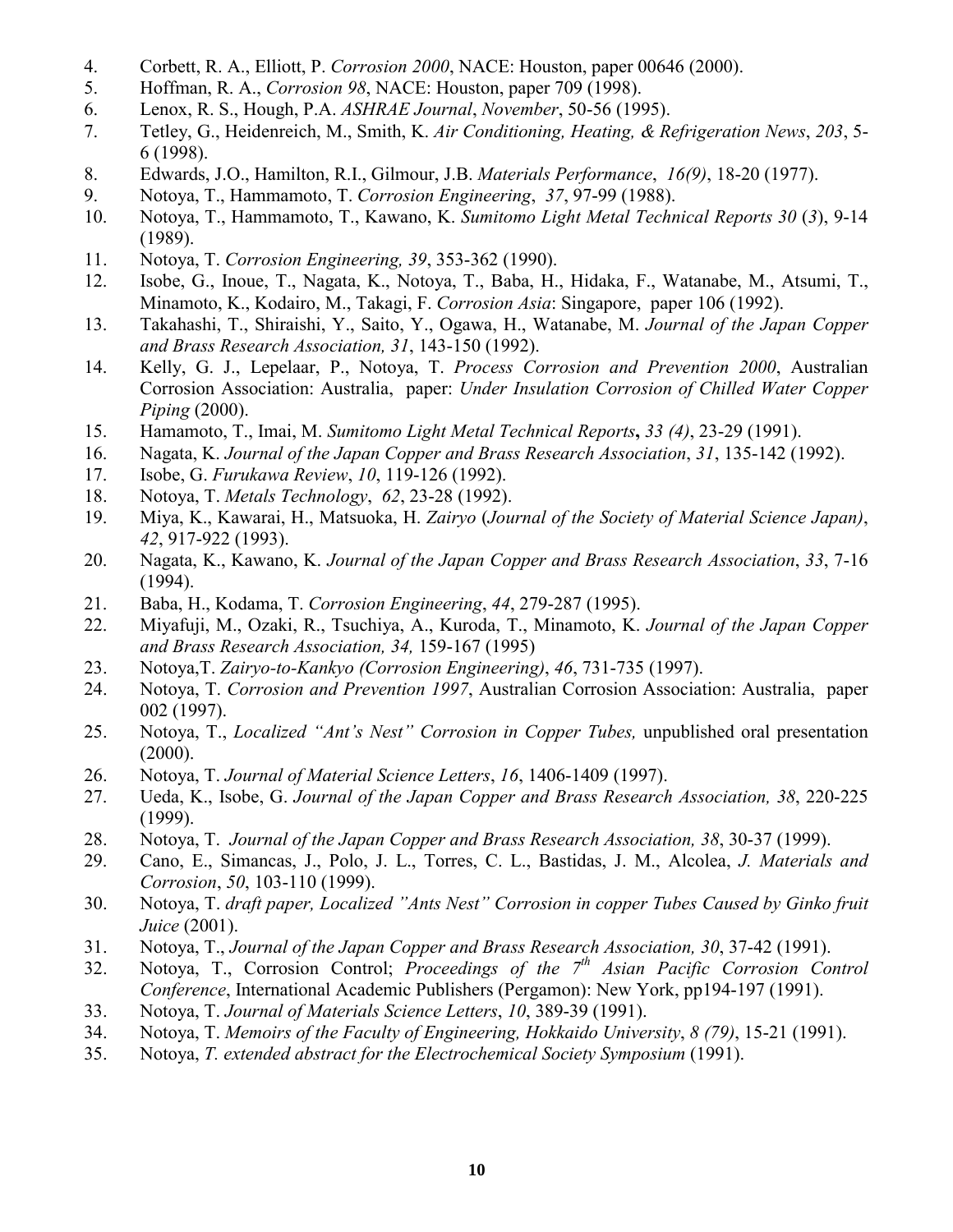4. Corbett, R. A., Elliott, P. *Corrosion 2000*, NACE: Houston, paper 00646 (2000).
5. Hoffman, R. A., *Corrosion 98*, NACE: Houston, paper 709 (1998).
6. Lenox, R. S., Hough, P.A. *ASHRAE Journal*, *November*, 50-56 (1995).
7. Tetley, G., Heidenreich, M., Smith, K. *Air Conditioning, Heating, & Refrigeration News*, *203*, 5-6 (1998).
8. Edwards, J.O., Hamilton, R.I., Gilmour, J.B. *Materials Performance*, *16(9)*, 18-20 (1977).
9. Notoya, T., Hammamoto, T. *Corrosion Engineering*, *37*, 97-99 (1988).
10. Notoya, T., Hammamoto, T., Kawano, K. *Sumitomo Light Metal Technical Reports 30* (*3*), 9-14 (1989).
11. Notoya, T. *Corrosion Engineering, 39*, 353-362 (1990).
12. Isobe, G., Inoue, T., Nagata, K., Notoya, T., Baba, H., Hidaka, F., Watanabe, M., Atsumi, T., Minamoto, K., Kodairo, M., Takagi, F. *Corrosion Asia*: Singapore, paper 106 (1992).
13. Takahashi, T., Shiraishi, Y., Saito, Y., Ogawa, H., Watanabe, M. *Journal of the Japan Copper and Brass Research Association, 31*, 143-150 (1992).
14. Kelly, G. J., Lepelaar, P., Notoya, T. *Process Corrosion and Prevention 2000*, Australian Corrosion Association: Australia, paper: *Under Insulation Corrosion of Chilled Water Copper Piping* (2000).
15. Hamamoto, T., Imai, M. *Sumitomo Light Metal Technical Reports***,** *33 (4)*, 23-29 (1991).
16. Nagata, K. *Journal of the Japan Copper and Brass Research Association*, *31*, 135-142 (1992).
17. Isobe, G. *Furukawa Review*, *10*, 119-126 (1992).
18. Notoya, T. *Metals Technology*, *62*, 23-28 (1992).
19. Miya, K., Kawarai, H., Matsuoka, H. *Zairyo* (*Journal of the Society of Material Science Japan)*, *42*, 917-922 (1993).
20. Nagata, K., Kawano, K. *Journal of the Japan Copper and Brass Research Association*, *33*, 7-16 (1994).
21. Baba, H., Kodama, T. *Corrosion Engineering*, *44*, 279-287 (1995).
22. Miyafuji, M., Ozaki, R., Tsuchiya, A., Kuroda, T., Minamoto, K. *Journal of the Japan Copper and Brass Research Association, 34,* 159-167 (1995)
23. Notoya,T. *Zairyo-to-Kankyo (Corrosion Engineering)*, *46*, 731-735 (1997).
24. Notoya, T. *Corrosion and Prevention 1997*, Australian Corrosion Association: Australia, paper 002 (1997).
25. Notoya, T., *Localized "Ant's Nest" Corrosion in Copper Tubes,* unpublished oral presentation (2000).
26. Notoya, T. *Journal of Material Science Letters*, *16*, 1406-1409 (1997).
27. Ueda, K., Isobe, G. *Journal of the Japan Copper and Brass Research Association, 38*, 220-225 (1999).
28. Notoya, T. *Journal of the Japan Copper and Brass Research Association, 38*, 30-37 (1999).
29. Cano, E., Simancas, J., Polo, J. L., Torres, C. L., Bastidas, J. M., Alcolea, *J. Materials and Corrosion*, *50*, 103-110 (1999).
30. Notoya, T. *draft paper, Localized "Ants Nest" Corrosion in copper Tubes Caused by Ginko fruit Juice* (2001).
31. Notoya, T., *Journal of the Japan Copper and Brass Research Association, 30*, 37-42 (1991).
32. Notoya, T., Corrosion Control; *Proceedings of the 7th Asian Pacific Corrosion Control Conference*, International Academic Publishers (Pergamon): New York, pp194-197 (1991).
33. Notoya, T. *Journal of Materials Science Letters*, *10*, 389-39 (1991).
34. Notoya, T. *Memoirs of the Faculty of Engineering, Hokkaido University*, *8 (79)*, 15-21 (1991).
35. Notoya, *T. extended abstract for the Electrochemical Society Symposium* (1991).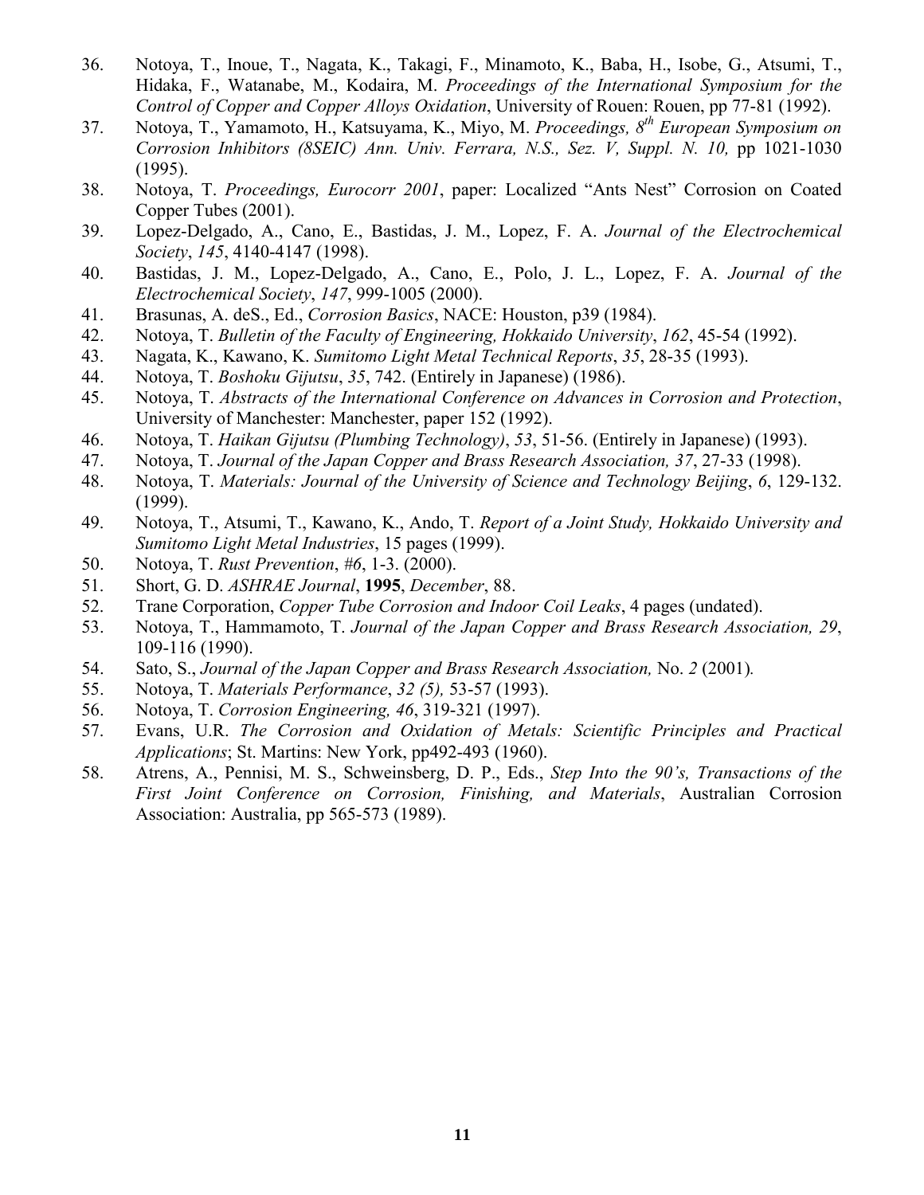36. Notoya, T., Inoue, T., Nagata, K., Takagi, F., Minamoto, K., Baba, H., Isobe, G., Atsumi, T., Hidaka, F., Watanabe, M., Kodaira, M. *Proceedings of the International Symposium for the Control of Copper and Copper Alloys Oxidation*, University of Rouen: Rouen, pp 77-81 (1992).
37. Notoya, T., Yamamoto, H., Katsuyama, K., Miyo, M. *Proceedings, 8th European Symposium on Corrosion Inhibitors (8SEIC) Ann. Univ. Ferrara, N.S., Sez. V, Suppl. N. 10,* pp 1021-1030 (1995).
38. Notoya, T. *Proceedings, Eurocorr 2001*, paper: Localized "Ants Nest" Corrosion on Coated Copper Tubes (2001).
39. Lopez-Delgado, A., Cano, E., Bastidas, J. M., Lopez, F. A. *Journal of the Electrochemical Society*, *145*, 4140-4147 (1998).
40. Bastidas, J. M., Lopez-Delgado, A., Cano, E., Polo, J. L., Lopez, F. A. *Journal of the Electrochemical Society*, *147*, 999-1005 (2000).
41. Brasunas, A. deS., Ed., *Corrosion Basics*, NACE: Houston, p39 (1984).
42. Notoya, T. *Bulletin of the Faculty of Engineering, Hokkaido University*, *162*, 45-54 (1992).
43. Nagata, K., Kawano, K. *Sumitomo Light Metal Technical Reports*, *35*, 28-35 (1993).
44. Notoya, T. *Boshoku Gijutsu*, *35*, 742. (Entirely in Japanese) (1986).
45. Notoya, T. *Abstracts of the International Conference on Advances in Corrosion and Protection*, University of Manchester: Manchester, paper 152 (1992).
46. Notoya, T. *Haikan Gijutsu (Plumbing Technology)*, *53*, 51-56. (Entirely in Japanese) (1993).
47. Notoya, T. *Journal of the Japan Copper and Brass Research Association, 37*, 27-33 (1998).
48. Notoya, T. *Materials: Journal of the University of Science and Technology Beijing*, *6*, 129-132. (1999).
49. Notoya, T., Atsumi, T., Kawano, K., Ando, T. *Report of a Joint Study, Hokkaido University and Sumitomo Light Metal Industries*, 15 pages (1999).
50. Notoya, T. *Rust Prevention*, *#6*, 1-3. (2000).
51. Short, G. D. *ASHRAE Journal*, **1995**, *December*, 88.
52. Trane Corporation, *Copper Tube Corrosion and Indoor Coil Leaks*, 4 pages (undated).
53. Notoya, T., Hammamoto, T. *Journal of the Japan Copper and Brass Research Association, 29*, 109-116 (1990).
54. Sato, S., *Journal of the Japan Copper and Brass Research Association,* No. *2* (2001).
55. Notoya, T. *Materials Performance*, *32 (5),* 53-57 (1993).
56. Notoya, T. *Corrosion Engineering, 46*, 319-321 (1997).
57. Evans, U.R. *The Corrosion and Oxidation of Metals: Scientific Principles and Practical Applications*; St. Martins: New York, pp492-493 (1960).
58. Atrens, A., Pennisi, M. S., Schweinsberg, D. P., Eds., *Step Into the 90's, Transactions of the First Joint Conference on Corrosion, Finishing, and Materials*, Australian Corrosion Association: Australia, pp 565-573 (1989).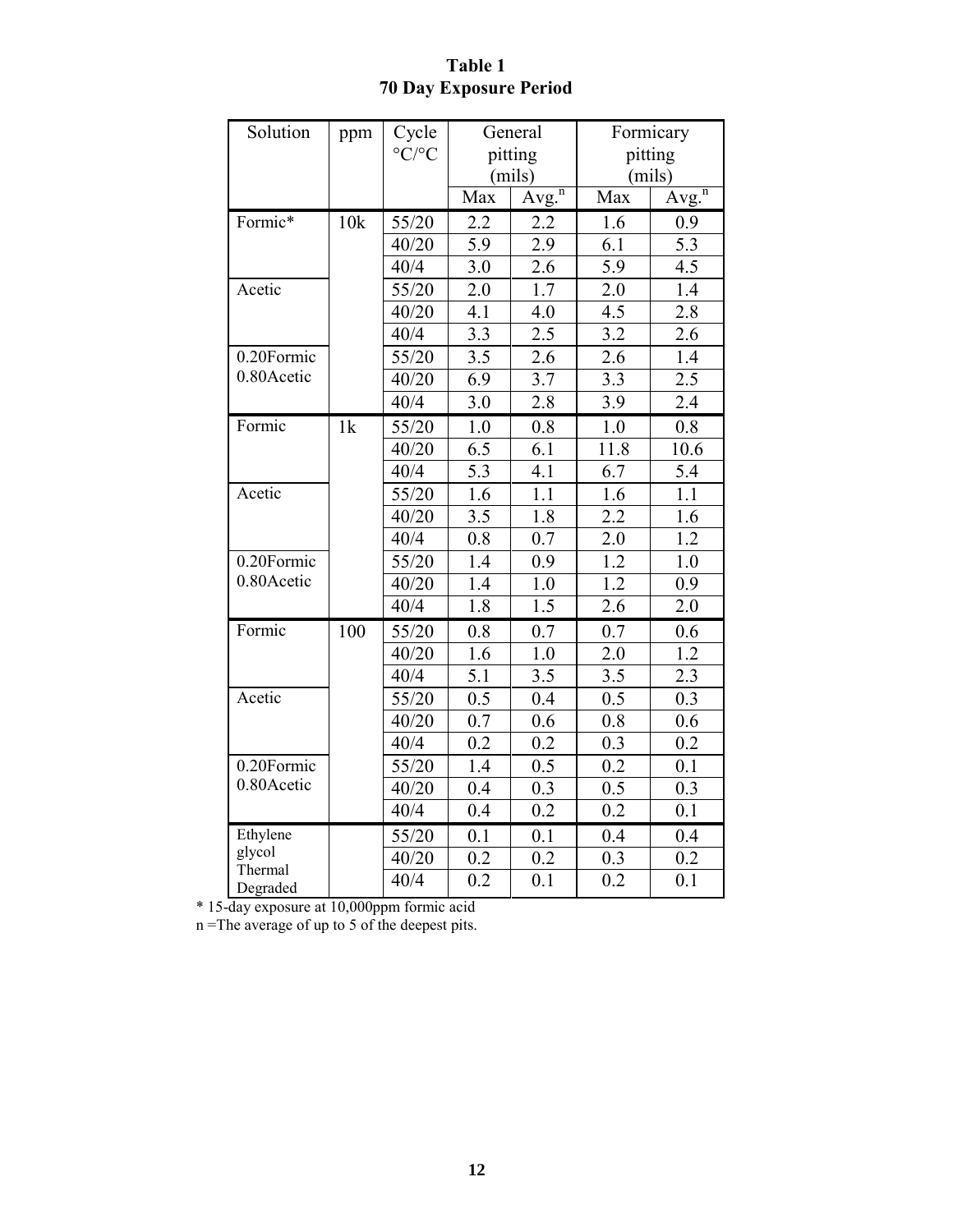**Table 1**
**70 Day Exposure Period**

| Solution | ppm | Cycle °C/°C | General pitting (mils) | | Formicary pitting (mils) | |
|---|---|---|---|---|---|---|
| | | | Max | Avg.[n] | Max | Avg.[n] |
| Formic* | 10k | 55/20 | 2.2 | 2.2 | 1.6 | 0.9 |
| | | 40/20 | 5.9 | 2.9 | 6.1 | 5.3 |
| | | 40/4 | 3.0 | 2.6 | 5.9 | 4.5 |
| Acetic | | 55/20 | 2.0 | 1.7 | 2.0 | 1.4 |
| | | 40/20 | 4.1 | 4.0 | 4.5 | 2.8 |
| | | 40/4 | 3.3 | 2.5 | 3.2 | 2.6 |
| 0.20Formic 0.80Acetic | | 55/20 | 3.5 | 2.6 | 2.6 | 1.4 |
| | | 40/20 | 6.9 | 3.7 | 3.3 | 2.5 |
| | | 40/4 | 3.0 | 2.8 | 3.9 | 2.4 |
| Formic | 1k | 55/20 | 1.0 | 0.8 | 1.0 | 0.8 |
| | | 40/20 | 6.5 | 6.1 | 11.8 | 10.6 |
| | | 40/4 | 5.3 | 4.1 | 6.7 | 5.4 |
| Acetic | | 55/20 | 1.6 | 1.1 | 1.6 | 1.1 |
| | | 40/20 | 3.5 | 1.8 | 2.2 | 1.6 |
| | | 40/4 | 0.8 | 0.7 | 2.0 | 1.2 |
| 0.20Formic 0.80Acetic | | 55/20 | 1.4 | 0.9 | 1.2 | 1.0 |
| | | 40/20 | 1.4 | 1.0 | 1.2 | 0.9 |
| | | 40/4 | 1.8 | 1.5 | 2.6 | 2.0 |
| Formic | 100 | 55/20 | 0.8 | 0.7 | 0.7 | 0.6 |
| | | 40/20 | 1.6 | 1.0 | 2.0 | 1.2 |
| | | 40/4 | 5.1 | 3.5 | 3.5 | 2.3 |
| Acetic | | 55/20 | 0.5 | 0.4 | 0.5 | 0.3 |
| | | 40/20 | 0.7 | 0.6 | 0.8 | 0.6 |
| | | 40/4 | 0.2 | 0.2 | 0.3 | 0.2 |
| 0.20Formic 0.80Acetic | | 55/20 | 1.4 | 0.5 | 0.2 | 0.1 |
| | | 40/20 | 0.4 | 0.3 | 0.5 | 0.3 |
| | | 40/4 | 0.4 | 0.2 | 0.2 | 0.1 |
| Ethylene glycol Thermal Degraded | | 55/20 | 0.1 | 0.1 | 0.4 | 0.4 |
| | | 40/20 | 0.2 | 0.2 | 0.3 | 0.2 |
| | | 40/4 | 0.2 | 0.1 | 0.2 | 0.1 |

* 15-day exposure at 10,000ppm formic acid
n =The average of up to 5 of the deepest pits.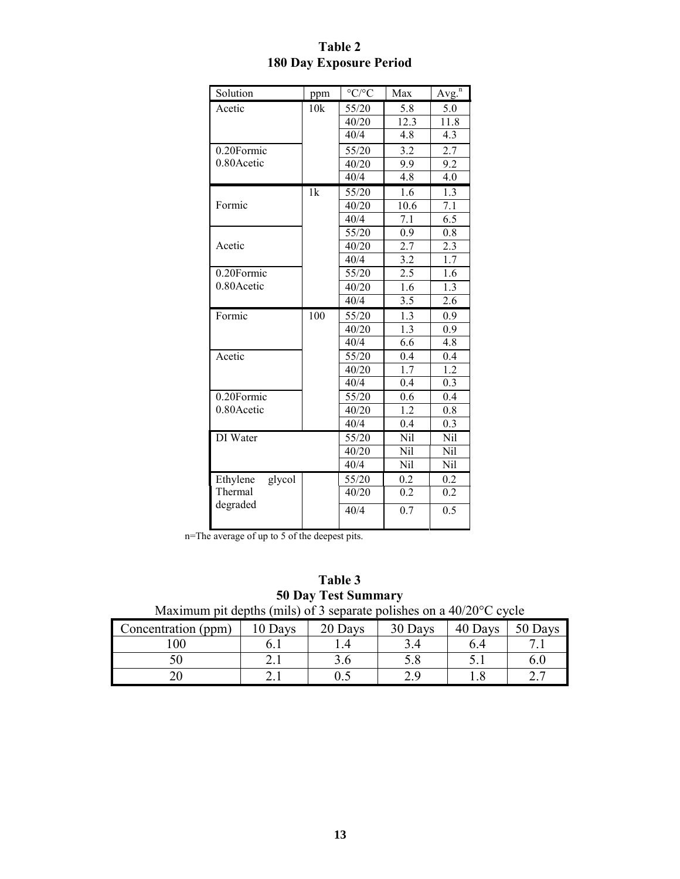**Table 2**
**180 Day Exposure Period**

| Solution | ppm | °C/°C | Max | Avg.[n] |
|---|---|---|---|---|
| Acetic | 10k | 55/20 | 5.8 | 5.0 |
| | | 40/20 | 12.3 | 11.8 |
| | | 40/4 | 4.8 | 4.3 |
| 0.20Formic 0.80Acetic | | 55/20 | 3.2 | 2.7 |
| | | 40/20 | 9.9 | 9.2 |
| | | 40/4 | 4.8 | 4.0 |
| Formic | 1k | 55/20 | 1.6 | 1.3 |
| | | 40/20 | 10.6 | 7.1 |
| | | 40/4 | 7.1 | 6.5 |
| Acetic | | 55/20 | 0.9 | 0.8 |
| | | 40/20 | 2.7 | 2.3 |
| | | 40/4 | 3.2 | 1.7 |
| 0.20Formic 0.80Acetic | | 55/20 | 2.5 | 1.6 |
| | | 40/20 | 1.6 | 1.3 |
| | | 40/4 | 3.5 | 2.6 |
| Formic | 100 | 55/20 | 1.3 | 0.9 |
| | | 40/20 | 1.3 | 0.9 |
| | | 40/4 | 6.6 | 4.8 |
| Acetic | | 55/20 | 0.4 | 0.4 |
| | | 40/20 | 1.7 | 1.2 |
| | | 40/4 | 0.4 | 0.3 |
| 0.20Formic 0.80Acetic | | 55/20 | 0.6 | 0.4 |
| | | 40/20 | 1.2 | 0.8 |
| | | 40/4 | 0.4 | 0.3 |
| DI Water | | 55/20 | Nil | Nil |
| | | 40/20 | Nil | Nil |
| | | 40/4 | Nil | Nil |
| Ethylene glycol Thermal degraded | | 55/20 | 0.2 | 0.2 |
| | | 40/20 | 0.2 | 0.2 |
| | | 40/4 | 0.7 | 0.5 |

n=The average of up to 5 of the deepest pits.

**Table 3**
**50 Day Test Summary**
Maximum pit depths (mils) of 3 separate polishes on a 40/20°C cycle

| Concentration (ppm) | 10 Days | 20 Days | 30 Days | 40 Days | 50 Days |
|---|---|---|---|---|---|
| 100 | 6.1 | 1.4 | 3.4 | 6.4 | 7.1 |
| 50 | 2.1 | 3.6 | 5.8 | 5.1 | 6.0 |
| 20 | 2.1 | 0.5 | 2.9 | 1.8 | 2.7 |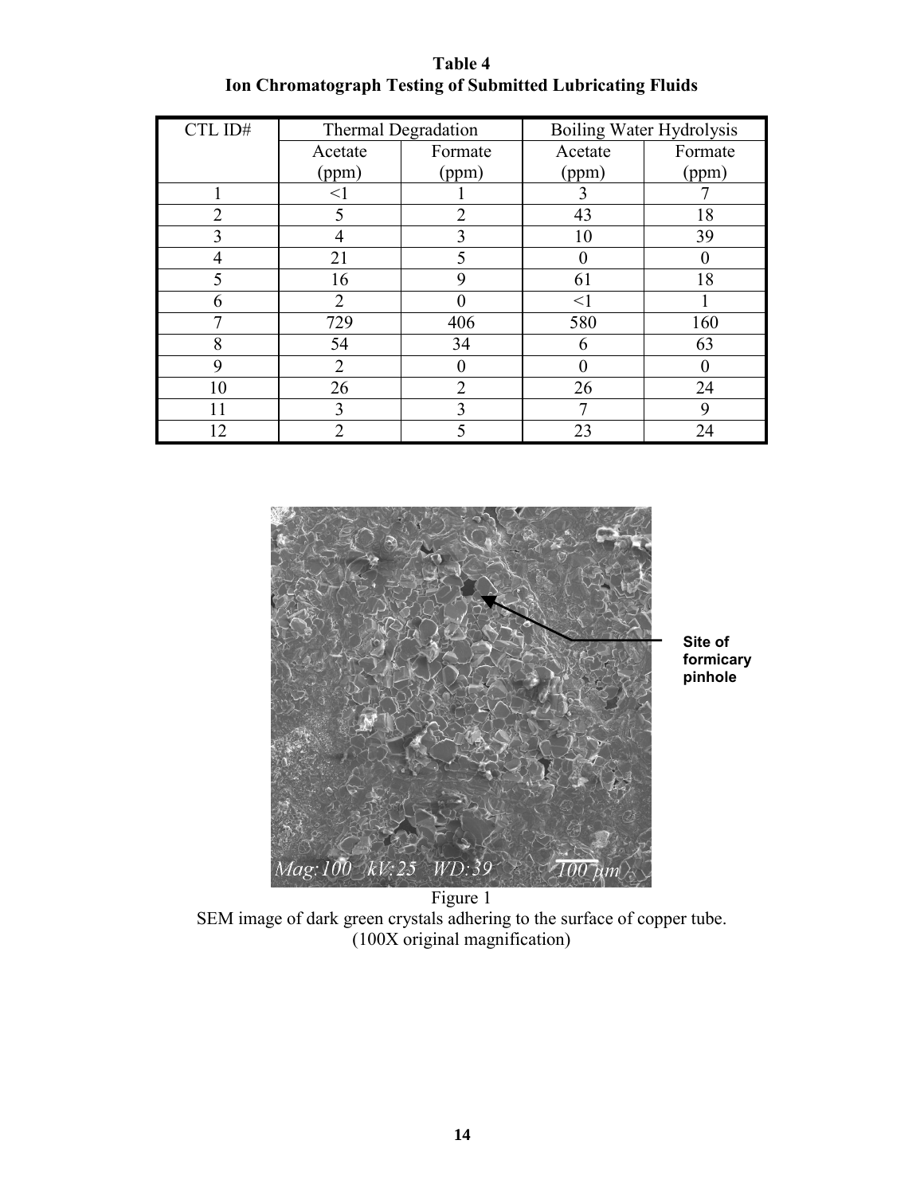**Table 4**
**Ion Chromatograph Testing of Submitted Lubricating Fluids**

| CTL ID# | Thermal Degradation | | Boiling Water Hydrolysis | |
|---|---|---|---|---|
| | Acetate (ppm) | Formate (ppm) | Acetate (ppm) | Formate (ppm) |
| 1 | <1 | 1 | 3 | 7 |
| 2 | 5 | 2 | 43 | 18 |
| 3 | 4 | 3 | 10 | 39 |
| 4 | 21 | 5 | 0 | 0 |
| 5 | 16 | 9 | 61 | 18 |
| 6 | 2 | 0 | <1 | 1 |
| 7 | 729 | 406 | 580 | 160 |
| 8 | 54 | 34 | 6 | 63 |
| 9 | 2 | 0 | 0 | 0 |
| 10 | 26 | 2 | 26 | 24 |
| 11 | 3 | 3 | 7 | 9 |
| 12 | 2 | 5 | 23 | 24 |

Site of formicary pinhole

Mag:100 kV:25 WD:39 100 µm

Figure 1
SEM image of dark green crystals adhering to the surface of copper tube.
(100X original magnification)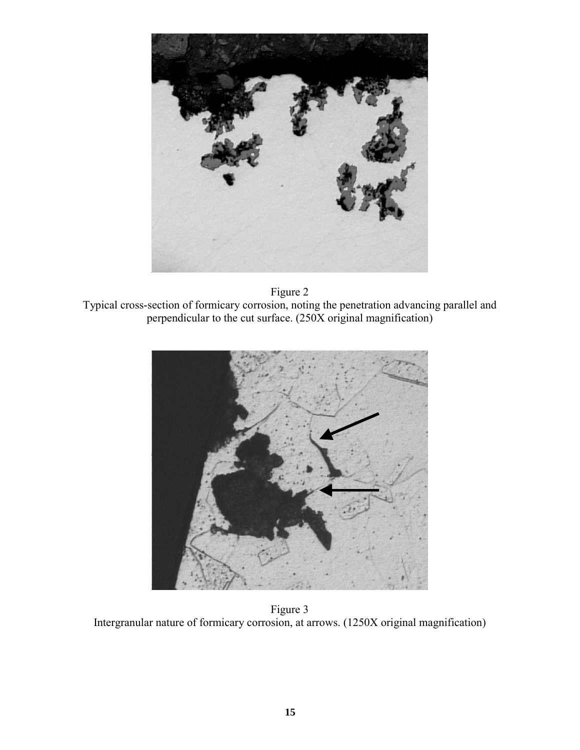Figure 2
Typical cross-section of formicary corrosion, noting the penetration advancing parallel and perpendicular to the cut surface. (250X original magnification)

Figure 3
Intergranular nature of formicary corrosion, at arrows. (1250X original magnification)